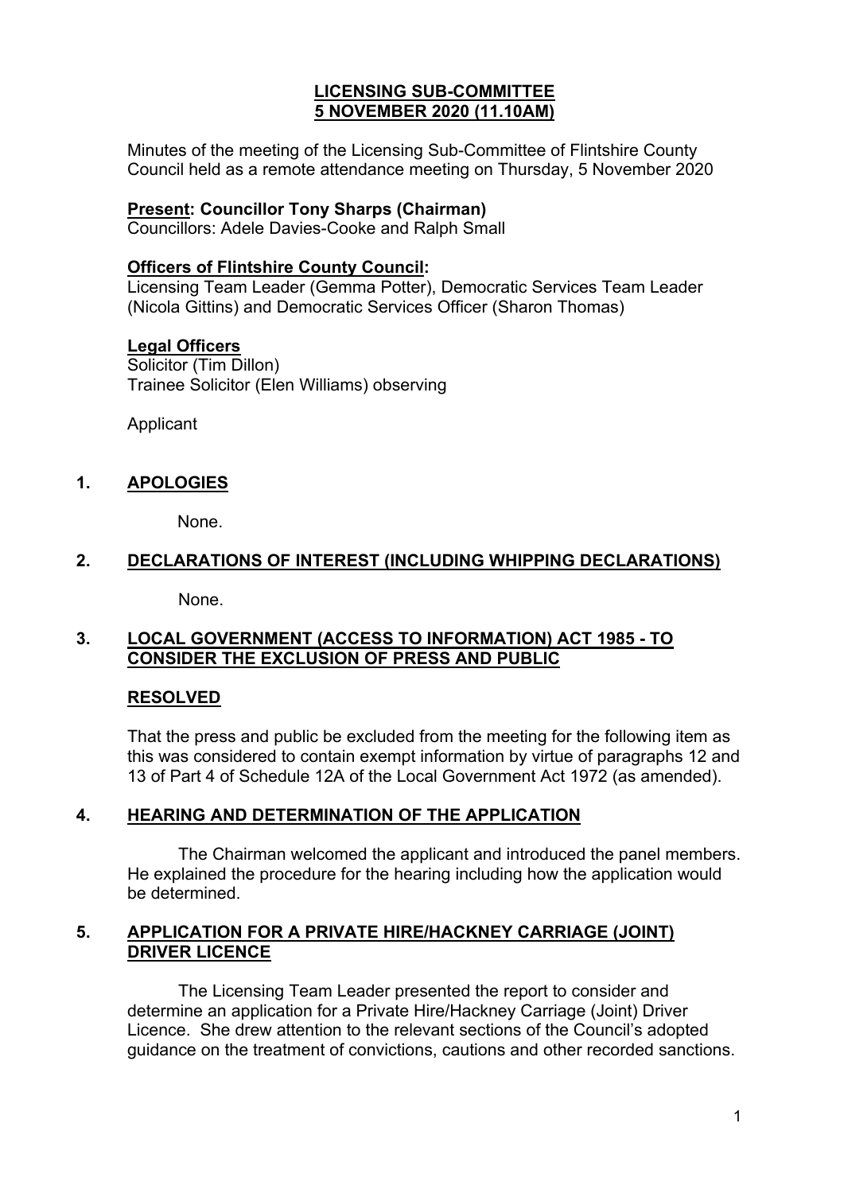# LICENSING SUB-COMMITTEE
## 5 NOVEMBER 2020 (11.10AM)

Minutes of the meeting of the Licensing Sub-Committee of Flintshire County Council held as a remote attendance meeting on Thursday, 5 November 2020

**Present: Councillor Tony Sharps (Chairman)**
Councillors: Adele Davies-Cooke and Ralph Small

**Officers of Flintshire County Council:**
Licensing Team Leader (Gemma Potter), Democratic Services Team Leader (Nicola Gittins) and Democratic Services Officer (Sharon Thomas)

**Legal Officers**
Solicitor (Tim Dillon)
Trainee Solicitor (Elen Williams) observing

Applicant

## 1. APOLOGIES

None.

## 2. DECLARATIONS OF INTEREST (INCLUDING WHIPPING DECLARATIONS)

None.

## 3. LOCAL GOVERNMENT (ACCESS TO INFORMATION) ACT 1985 - TO CONSIDER THE EXCLUSION OF PRESS AND PUBLIC

**RESOLVED**

That the press and public be excluded from the meeting for the following item as this was considered to contain exempt information by virtue of paragraphs 12 and 13 of Part 4 of Schedule 12A of the Local Government Act 1972 (as amended).

## 4. HEARING AND DETERMINATION OF THE APPLICATION

The Chairman welcomed the applicant and introduced the panel members. He explained the procedure for the hearing including how the application would be determined.

## 5. APPLICATION FOR A PRIVATE HIRE/HACKNEY CARRIAGE (JOINT) DRIVER LICENCE

The Licensing Team Leader presented the report to consider and determine an application for a Private Hire/Hackney Carriage (Joint) Driver Licence. She drew attention to the relevant sections of the Council's adopted guidance on the treatment of convictions, cautions and other recorded sanctions.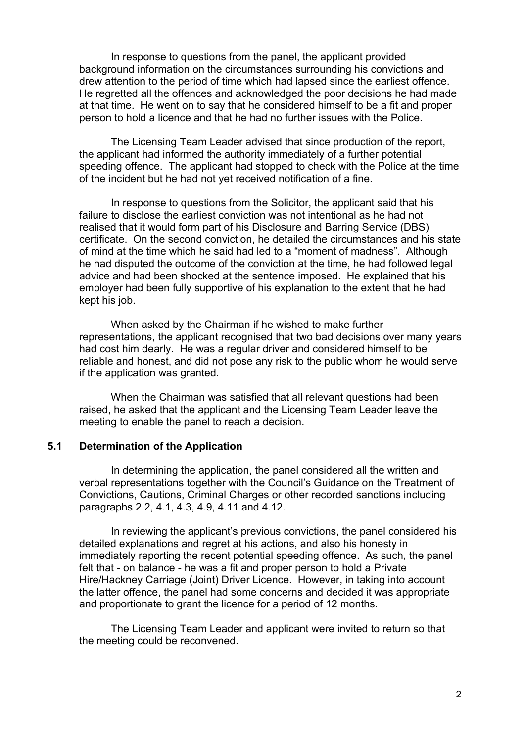In response to questions from the panel, the applicant provided background information on the circumstances surrounding his convictions and drew attention to the period of time which had lapsed since the earliest offence. He regretted all the offences and acknowledged the poor decisions he had made at that time. He went on to say that he considered himself to be a fit and proper person to hold a licence and that he had no further issues with the Police.

The Licensing Team Leader advised that since production of the report, the applicant had informed the authority immediately of a further potential speeding offence. The applicant had stopped to check with the Police at the time of the incident but he had not yet received notification of a fine.

In response to questions from the Solicitor, the applicant said that his failure to disclose the earliest conviction was not intentional as he had not realised that it would form part of his Disclosure and Barring Service (DBS) certificate. On the second conviction, he detailed the circumstances and his state of mind at the time which he said had led to a "moment of madness". Although he had disputed the outcome of the conviction at the time, he had followed legal advice and had been shocked at the sentence imposed. He explained that his employer had been fully supportive of his explanation to the extent that he had kept his job.

When asked by the Chairman if he wished to make further representations, the applicant recognised that two bad decisions over many years had cost him dearly. He was a regular driver and considered himself to be reliable and honest, and did not pose any risk to the public whom he would serve if the application was granted.

When the Chairman was satisfied that all relevant questions had been raised, he asked that the applicant and the Licensing Team Leader leave the meeting to enable the panel to reach a decision.

### 5.1 Determination of the Application

In determining the application, the panel considered all the written and verbal representations together with the Council's Guidance on the Treatment of Convictions, Cautions, Criminal Charges or other recorded sanctions including paragraphs 2.2, 4.1, 4.3, 4.9, 4.11 and 4.12.

In reviewing the applicant's previous convictions, the panel considered his detailed explanations and regret at his actions, and also his honesty in immediately reporting the recent potential speeding offence. As such, the panel felt that - on balance - he was a fit and proper person to hold a Private Hire/Hackney Carriage (Joint) Driver Licence. However, in taking into account the latter offence, the panel had some concerns and decided it was appropriate and proportionate to grant the licence for a period of 12 months.

The Licensing Team Leader and applicant were invited to return so that the meeting could be reconvened.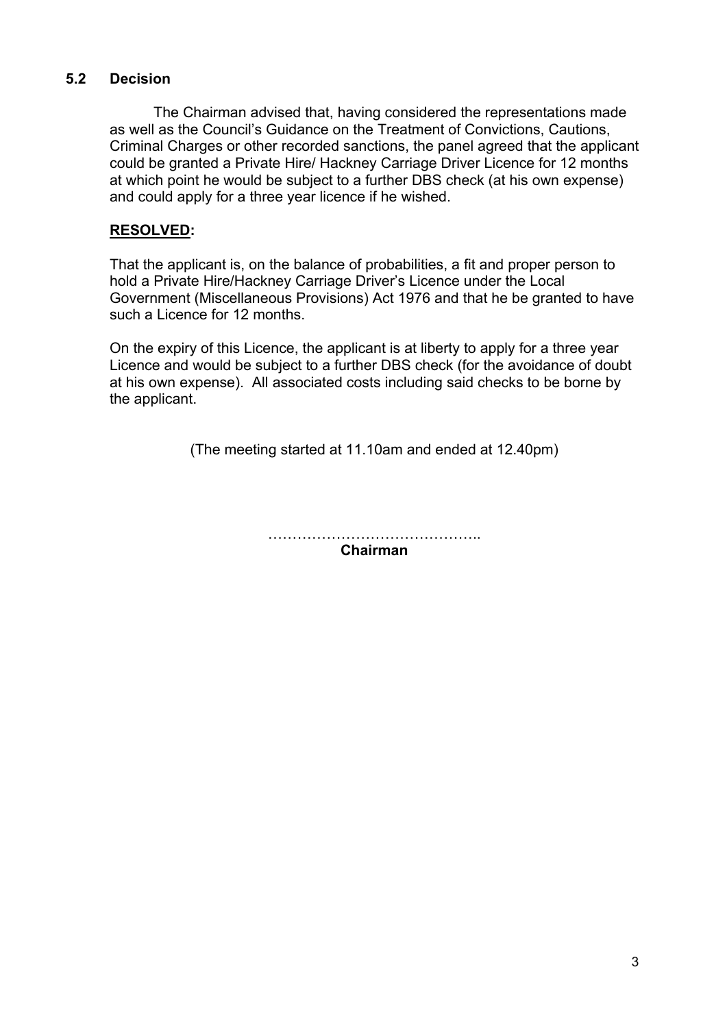## 5.2 Decision

The Chairman advised that, having considered the representations made as well as the Council's Guidance on the Treatment of Convictions, Cautions, Criminal Charges or other recorded sanctions, the panel agreed that the applicant could be granted a Private Hire/ Hackney Carriage Driver Licence for 12 months at which point he would be subject to a further DBS check (at his own expense) and could apply for a three year licence if he wished.

**RESOLVED:**

That the applicant is, on the balance of probabilities, a fit and proper person to hold a Private Hire/Hackney Carriage Driver's Licence under the Local Government (Miscellaneous Provisions) Act 1976 and that he be granted to have such a Licence for 12 months.

On the expiry of this Licence, the applicant is at liberty to apply for a three year Licence and would be subject to a further DBS check (for the avoidance of doubt at his own expense). All associated costs including said checks to be borne by the applicant.

(The meeting started at 11.10am and ended at 12.40pm)

……………………………………..

**Chairman**